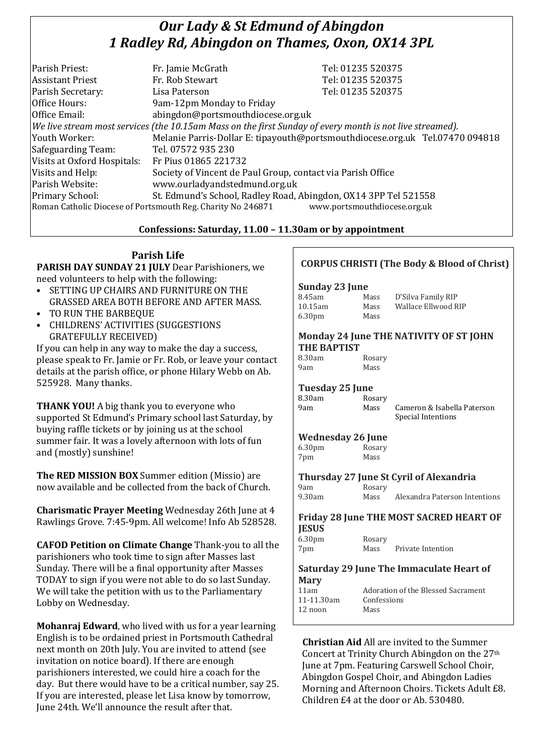# *Our Lady & St Edmund of Abingdon*
# *1 Radley Rd, Abingdon on Thames, Oxon, OX14 3PL*

| | | |
|---|---|---|
| Parish Priest: | Fr. Jamie McGrath | Tel: 01235 520375 |
| Assistant Priest | Fr. Rob Stewart | Tel: 01235 520375 |
| Parish Secretary: | Lisa Paterson | Tel: 01235 520375 |
| Office Hours: | 9am-12pm Monday to Friday | |
| Office Email: | abingdon@portsmouthdiocese.org.uk | |

*We live stream most services (the 10.15am Mass on the first Sunday of every month is not live streamed).*

| | |
|---|---|
| Youth Worker: | Melanie Parris-Dollar E: tipayouth@portsmouthdiocese.org.uk Tel.07470 094818 |
| Safeguarding Team: | Tel. 07572 935 230 |
| Visits at Oxford Hospitals: | Fr Pius 01865 221732 |
| Visits and Help: | Society of Vincent de Paul Group, contact via Parish Office |
| Parish Website: | www.ourladyandstedmund.org.uk |
| Primary School: | St. Edmund's School, Radley Road, Abingdon, OX14 3PP Tel 521558 |

Roman Catholic Diocese of Portsmouth Reg. Charity No 246871 www.portsmouthdiocese.org.uk

**Confessions: Saturday, 11.00 – 11.30am or by appointment**

## Parish Life

**PARISH DAY SUNDAY 21 JULY** Dear Parishioners, we need volunteers to help with the following:

- SETTING UP CHAIRS AND FURNITURE ON THE GRASSED AREA BOTH BEFORE AND AFTER MASS.
- TO RUN THE BARBEQUE
- CHILDRENS' ACTIVITIES (SUGGESTIONS GRATEFULLY RECEIVED)

If you can help in any way to make the day a success, please speak to Fr. Jamie or Fr. Rob, or leave your contact details at the parish office, or phone Hilary Webb on Ab. 525928. Many thanks.

**THANK YOU!** A big thank you to everyone who supported St Edmund's Primary school last Saturday, by buying raffle tickets or by joining us at the school summer fair. It was a lovely afternoon with lots of fun and (mostly) sunshine!

**The RED MISSION BOX** Summer edition (Missio) are now available and be collected from the back of Church.

**Charismatic Prayer Meeting** Wednesday 26th June at 4 Rawlings Grove. 7:45-9pm. All welcome! Info Ab 528528.

**CAFOD Petition on Climate Change** Thank-you to all the parishioners who took time to sign after Masses last Sunday. There will be a final opportunity after Masses TODAY to sign if you were not able to do so last Sunday. We will take the petition with us to the Parliamentary Lobby on Wednesday.

**Mohanraj Edward**, who lived with us for a year learning English is to be ordained priest in Portsmouth Cathedral next month on 20th July. You are invited to attend (see invitation on notice board). If there are enough parishioners interested, we could hire a coach for the day. But there would have to be a critical number, say 25. If you are interested, please let Lisa know by tomorrow, June 24th. We'll announce the result after that.

## CORPUS CHRISTI (The Body & Blood of Christ)

**Sunday 23 June**

| | | |
|---|---|---|
| 8.45am | Mass | D'Silva Family RIP |
| 10.15am | Mass | Wallace Ellwood RIP |
| 6.30pm | Mass | |

**Monday 24 June THE NATIVITY OF ST JOHN THE BAPTIST**

| | | |
|---|---|---|
| 8.30am | Rosary | |
| 9am | Mass | |

**Tuesday 25 June**

| | | |
|---|---|---|
| 8.30am | Rosary | |
| 9am | Mass | Cameron & Isabella Paterson Special Intentions |

**Wednesday 26 June**

| | | |
|---|---|---|
| 6.30pm | Rosary | |
| 7pm | Mass | |

**Thursday 27 June St Cyril of Alexandria**

| | | |
|---|---|---|
| 9am | Rosary | |
| 9.30am | Mass | Alexandra Paterson Intentions |

**Friday 28 June THE MOST SACRED HEART OF JESUS**

| | | |
|---|---|---|
| 6.30pm | Rosary | |
| 7pm | Mass | Private Intention |

**Saturday 29 June The Immaculate Heart of Mary**

| | |
|---|---|
| 11am | Adoration of the Blessed Sacrament |
| 11-11.30am | Confessions |
| 12 noon | Mass |

**Christian Aid** All are invited to the Summer Concert at Trinity Church Abingdon on the 27th June at 7pm. Featuring Carswell School Choir, Abingdon Gospel Choir, and Abingdon Ladies Morning and Afternoon Choirs. Tickets Adult £8. Children £4 at the door or Ab. 530480.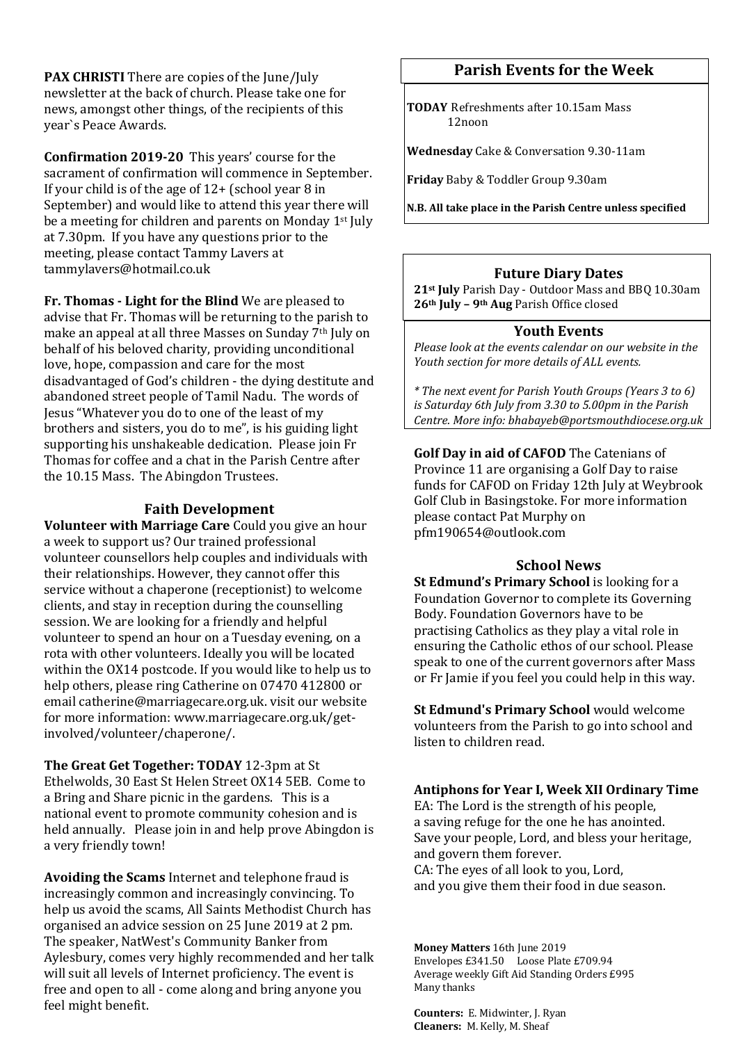**PAX CHRISTI** There are copies of the June/July newsletter at the back of church. Please take one for news, amongst other things, of the recipients of this year`s Peace Awards.

**Confirmation 2019-20** This years' course for the sacrament of confirmation will commence in September. If your child is of the age of 12+ (school year 8 in September) and would like to attend this year there will be a meeting for children and parents on Monday 1st July at 7.30pm. If you have any questions prior to the meeting, please contact Tammy Lavers at tammylavers@hotmail.co.uk

**Fr. Thomas - Light for the Blind** We are pleased to advise that Fr. Thomas will be returning to the parish to make an appeal at all three Masses on Sunday 7th July on behalf of his beloved charity, providing unconditional love, hope, compassion and care for the most disadvantaged of God's children - the dying destitute and abandoned street people of Tamil Nadu. The words of Jesus "Whatever you do to one of the least of my brothers and sisters, you do to me", is his guiding light supporting his unshakeable dedication. Please join Fr Thomas for coffee and a chat in the Parish Centre after the 10.15 Mass. The Abingdon Trustees.

## Faith Development

**Volunteer with Marriage Care** Could you give an hour a week to support us? Our trained professional volunteer counsellors help couples and individuals with their relationships. However, they cannot offer this service without a chaperone (receptionist) to welcome clients, and stay in reception during the counselling session. We are looking for a friendly and helpful volunteer to spend an hour on a Tuesday evening, on a rota with other volunteers. Ideally you will be located within the OX14 postcode. If you would like to help us to help others, please ring Catherine on 07470 412800 or email catherine@marriagecare.org.uk. visit our website for more information: www.marriagecare.org.uk/get-involved/volunteer/chaperone/.

**The Great Get Together: TODAY** 12-3pm at St Ethelwolds, 30 East St Helen Street OX14 5EB. Come to a Bring and Share picnic in the gardens. This is a national event to promote community cohesion and is held annually. Please join in and help prove Abingdon is a very friendly town!

**Avoiding the Scams** Internet and telephone fraud is increasingly common and increasingly convincing. To help us avoid the scams, All Saints Methodist Church has organised an advice session on 25 June 2019 at 2 pm. The speaker, NatWest's Community Banker from Aylesbury, comes very highly recommended and her talk will suit all levels of Internet proficiency. The event is free and open to all - come along and bring anyone you feel might benefit.

## Parish Events for the Week

**TODAY** Refreshments after 10.15am Mass 12noon

**Wednesday** Cake & Conversation 9.30-11am

**Friday** Baby & Toddler Group 9.30am

**N.B. All take place in the Parish Centre unless specified**

## Future Diary Dates

**21st July** Parish Day - Outdoor Mass and BBQ 10.30am
**26th July – 9th Aug** Parish Office closed

## Youth Events

*Please look at the events calendar on our website in the Youth section for more details of ALL events.*

*\* The next event for Parish Youth Groups (Years 3 to 6) is Saturday 6th July from 3.30 to 5.00pm in the Parish Centre. More info: bhabayeb@portsmouthdiocese.org.uk*

**Golf Day in aid of CAFOD** The Catenians of Province 11 are organising a Golf Day to raise funds for CAFOD on Friday 12th July at Weybrook Golf Club in Basingstoke. For more information please contact Pat Murphy on pfm190654@outlook.com

## School News

**St Edmund's Primary School** is looking for a Foundation Governor to complete its Governing Body. Foundation Governors have to be practising Catholics as they play a vital role in ensuring the Catholic ethos of our school. Please speak to one of the current governors after Mass or Fr Jamie if you feel you could help in this way.

**St Edmund's Primary School** would welcome volunteers from the Parish to go into school and listen to children read.

**Antiphons for Year I, Week XII Ordinary Time**

EA: The Lord is the strength of his people,
a saving refuge for the one he has anointed.
Save your people, Lord, and bless your heritage,
and govern them forever.
CA: The eyes of all look to you, Lord,
and you give them their food in due season.

**Money Matters** 16th June 2019
Envelopes £341.50 Loose Plate £709.94
Average weekly Gift Aid Standing Orders £995
Many thanks

**Counters:** E. Midwinter, J. Ryan
**Cleaners:** M. Kelly, M. Sheaf